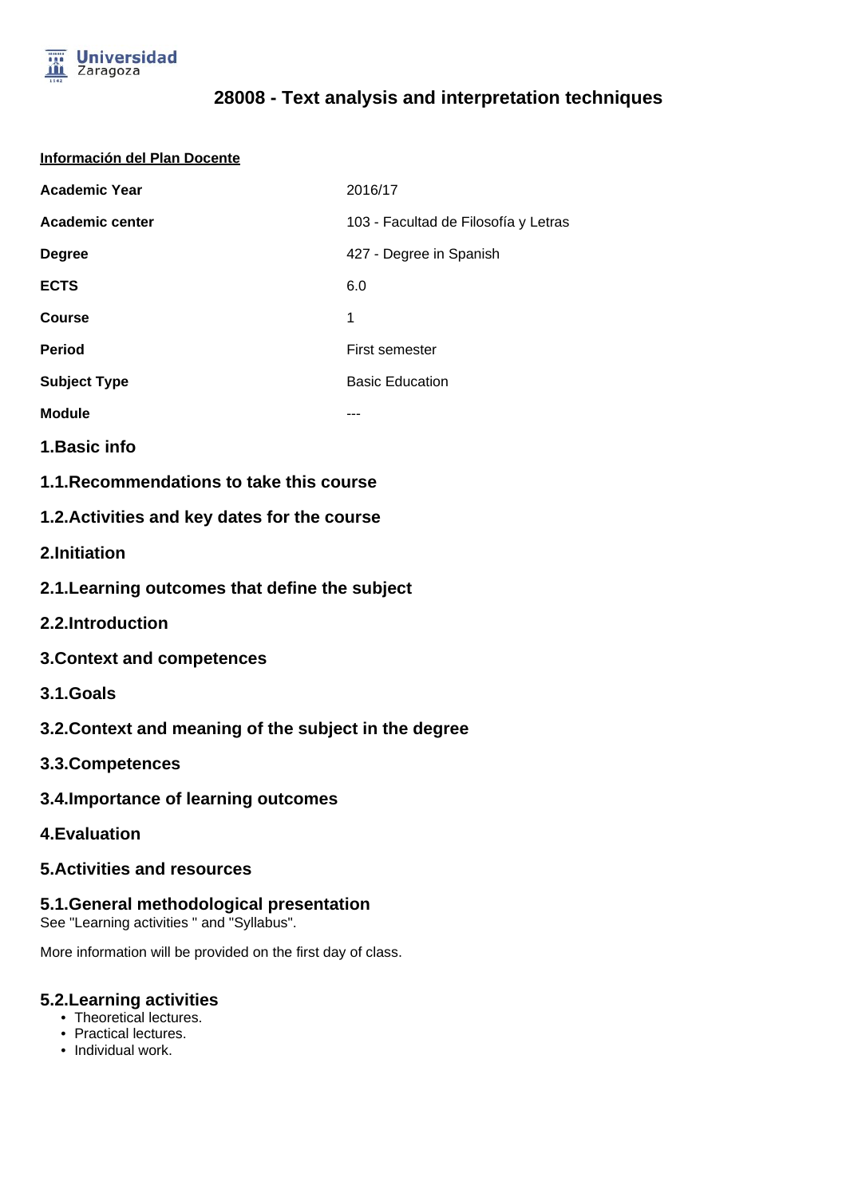# 28008 - Text analysis and interpretation techniques

**Información del Plan Docente**

| | |
|---|---|
| **Academic Year** | 2016/17 |
| **Academic center** | 103 - Facultad de Filosofía y Letras |
| **Degree** | 427 - Degree in Spanish |
| **ECTS** | 6.0 |
| **Course** | 1 |
| **Period** | First semester |
| **Subject Type** | Basic Education |
| **Module** | --- |

## 1.Basic info

### 1.1.Recommendations to take this course

### 1.2.Activities and key dates for the course

## 2.Initiation

### 2.1.Learning outcomes that define the subject

### 2.2.Introduction

## 3.Context and competences

### 3.1.Goals

### 3.2.Context and meaning of the subject in the degree

### 3.3.Competences

### 3.4.Importance of learning outcomes

## 4.Evaluation

## 5.Activities and resources

### 5.1.General methodological presentation

See "Learning activities " and "Syllabus".

More information will be provided on the first day of class.

### 5.2.Learning activities

- Theoretical lectures.
- Practical lectures.
- Individual work.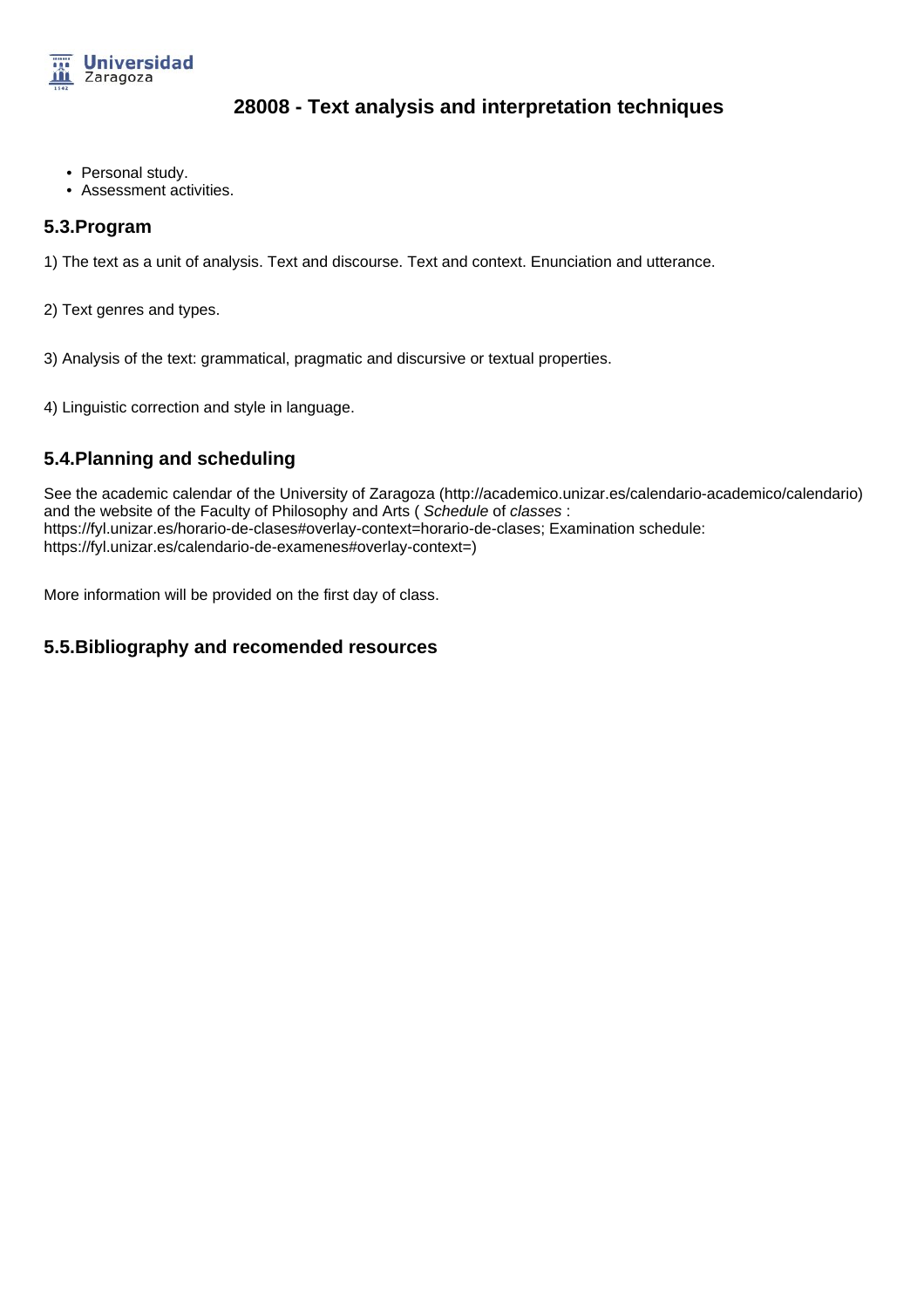- Personal study.
- Assessment activities.

## 5.3.Program

1) The text as a unit of analysis. Text and discourse. Text and context. Enunciation and utterance.

2) Text genres and types.

3) Analysis of the text: grammatical, pragmatic and discursive or textual properties.

4) Linguistic correction and style in language.

## 5.4.Planning and scheduling

See the academic calendar of the University of Zaragoza (http://academico.unizar.es/calendario-academico/calendario) and the website of the Faculty of Philosophy and Arts ( *Schedule* of *classes* : https://fyl.unizar.es/horario-de-clases#overlay-context=horario-de-clases; Examination schedule: https://fyl.unizar.es/calendario-de-examenes#overlay-context=)

More information will be provided on the first day of class.

## 5.5.Bibliography and recomended resources